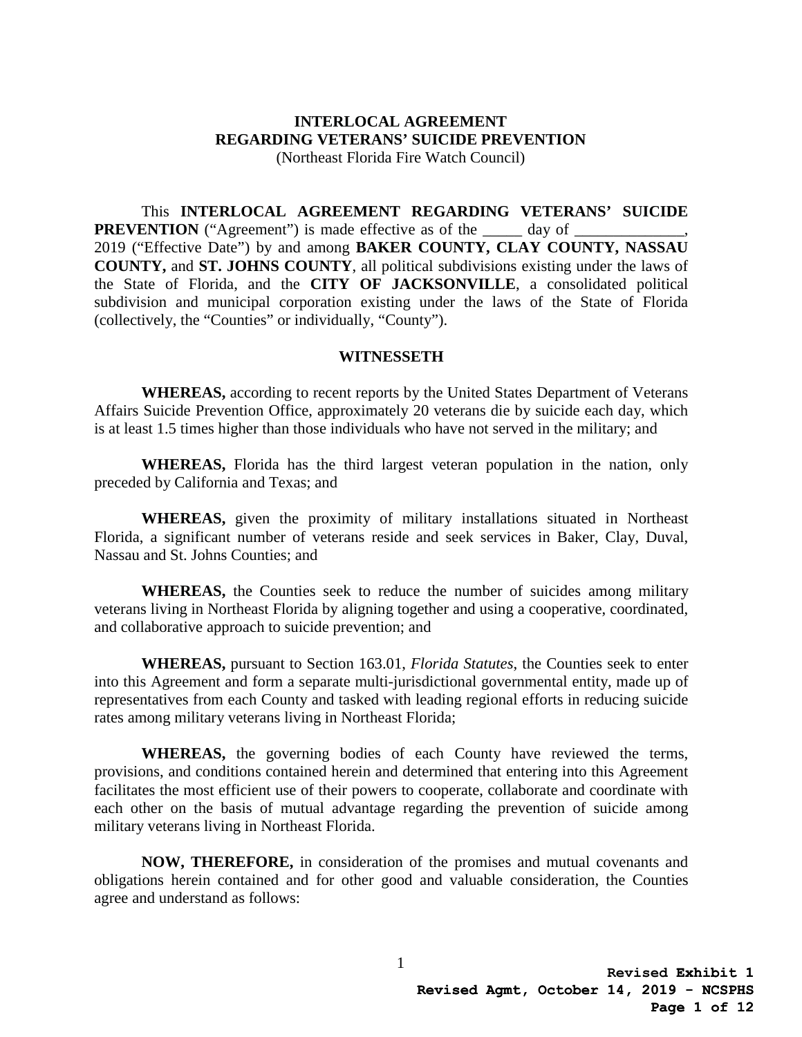# INTERLOCAL AGREEMENT
# REGARDING VETERANS' SUICIDE PREVENTION
(Northeast Florida Fire Watch Council)

This **INTERLOCAL AGREEMENT REGARDING VETERANS' SUICIDE PREVENTION** ("Agreement") is made effective as of the _____ day of ______________, 2019 ("Effective Date") by and among **BAKER COUNTY, CLAY COUNTY, NASSAU COUNTY,** and **ST. JOHNS COUNTY**, all political subdivisions existing under the laws of the State of Florida, and the **CITY OF JACKSONVILLE**, a consolidated political subdivision and municipal corporation existing under the laws of the State of Florida (collectively, the "Counties" or individually, "County").

## WITNESSETH

**WHEREAS,** according to recent reports by the United States Department of Veterans Affairs Suicide Prevention Office, approximately 20 veterans die by suicide each day, which is at least 1.5 times higher than those individuals who have not served in the military; and

**WHEREAS,** Florida has the third largest veteran population in the nation, only preceded by California and Texas; and

**WHEREAS,** given the proximity of military installations situated in Northeast Florida, a significant number of veterans reside and seek services in Baker, Clay, Duval, Nassau and St. Johns Counties; and

**WHEREAS,** the Counties seek to reduce the number of suicides among military veterans living in Northeast Florida by aligning together and using a cooperative, coordinated, and collaborative approach to suicide prevention; and

**WHEREAS,** pursuant to Section 163.01, *Florida Statutes*, the Counties seek to enter into this Agreement and form a separate multi-jurisdictional governmental entity, made up of representatives from each County and tasked with leading regional efforts in reducing suicide rates among military veterans living in Northeast Florida;

**WHEREAS,** the governing bodies of each County have reviewed the terms, provisions, and conditions contained herein and determined that entering into this Agreement facilitates the most efficient use of their powers to cooperate, collaborate and coordinate with each other on the basis of mutual advantage regarding the prevention of suicide among military veterans living in Northeast Florida.

**NOW, THEREFORE,** in consideration of the promises and mutual covenants and obligations herein contained and for other good and valuable consideration, the Counties agree and understand as follows:

**Revised Exhibit 1**
**Revised Agmt, October 14, 2019 - NCSPHS**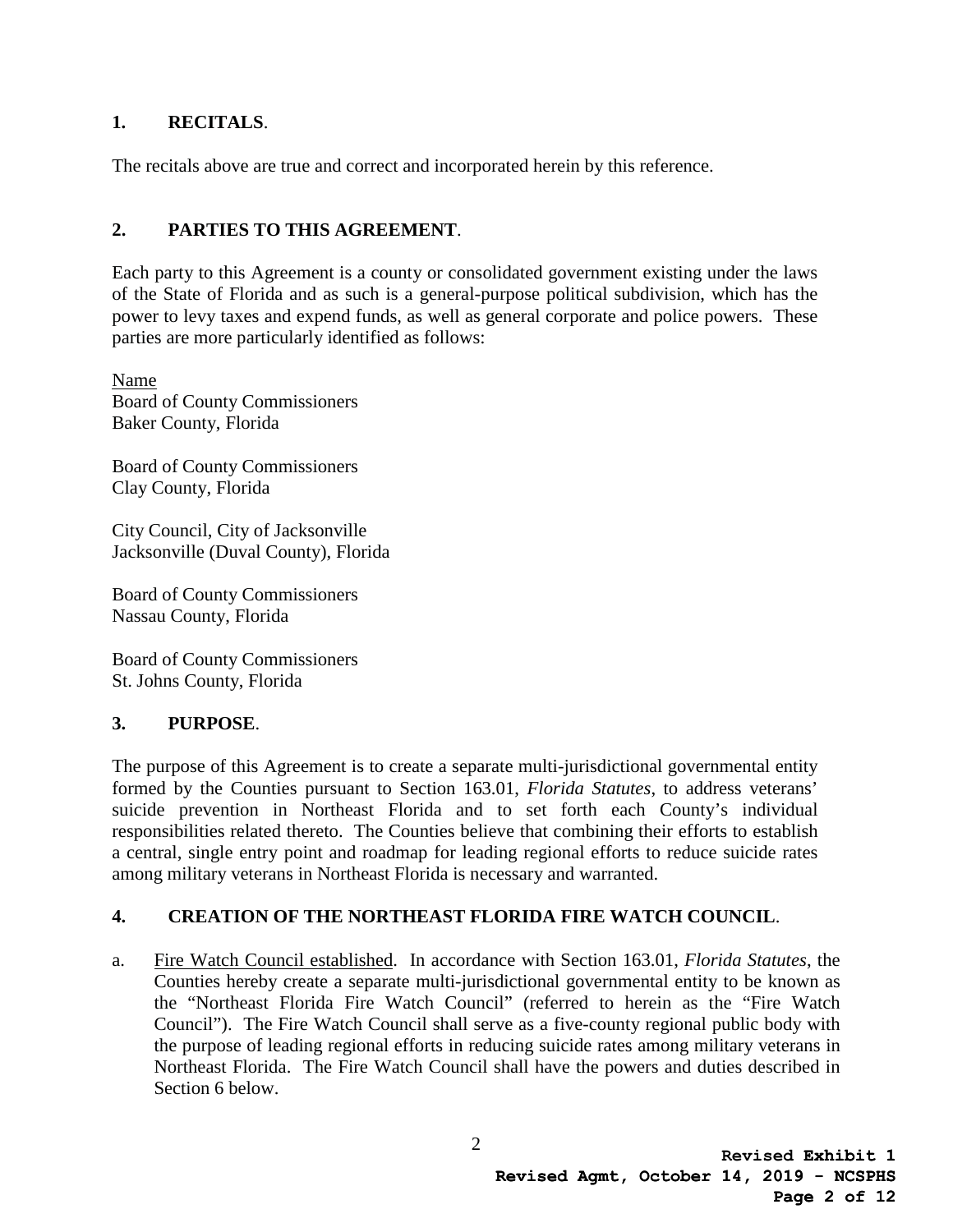## 1. RECITALS.

The recitals above are true and correct and incorporated herein by this reference.

## 2. PARTIES TO THIS AGREEMENT.

Each party to this Agreement is a county or consolidated government existing under the laws of the State of Florida and as such is a general-purpose political subdivision, which has the power to levy taxes and expend funds, as well as general corporate and police powers. These parties are more particularly identified as follows:

Name
Board of County Commissioners
Baker County, Florida

Board of County Commissioners
Clay County, Florida

City Council, City of Jacksonville
Jacksonville (Duval County), Florida

Board of County Commissioners
Nassau County, Florida

Board of County Commissioners
St. Johns County, Florida

## 3. PURPOSE.

The purpose of this Agreement is to create a separate multi-jurisdictional governmental entity formed by the Counties pursuant to Section 163.01, *Florida Statutes*, to address veterans' suicide prevention in Northeast Florida and to set forth each County's individual responsibilities related thereto. The Counties believe that combining their efforts to establish a central, single entry point and roadmap for leading regional efforts to reduce suicide rates among military veterans in Northeast Florida is necessary and warranted.

## 4. CREATION OF THE NORTHEAST FLORIDA FIRE WATCH COUNCIL.

a. Fire Watch Council established. In accordance with Section 163.01, *Florida Statutes*, the Counties hereby create a separate multi-jurisdictional governmental entity to be known as the "Northeast Florida Fire Watch Council" (referred to herein as the "Fire Watch Council"). The Fire Watch Council shall serve as a five-county regional public body with the purpose of leading regional efforts in reducing suicide rates among military veterans in Northeast Florida. The Fire Watch Council shall have the powers and duties described in Section 6 below.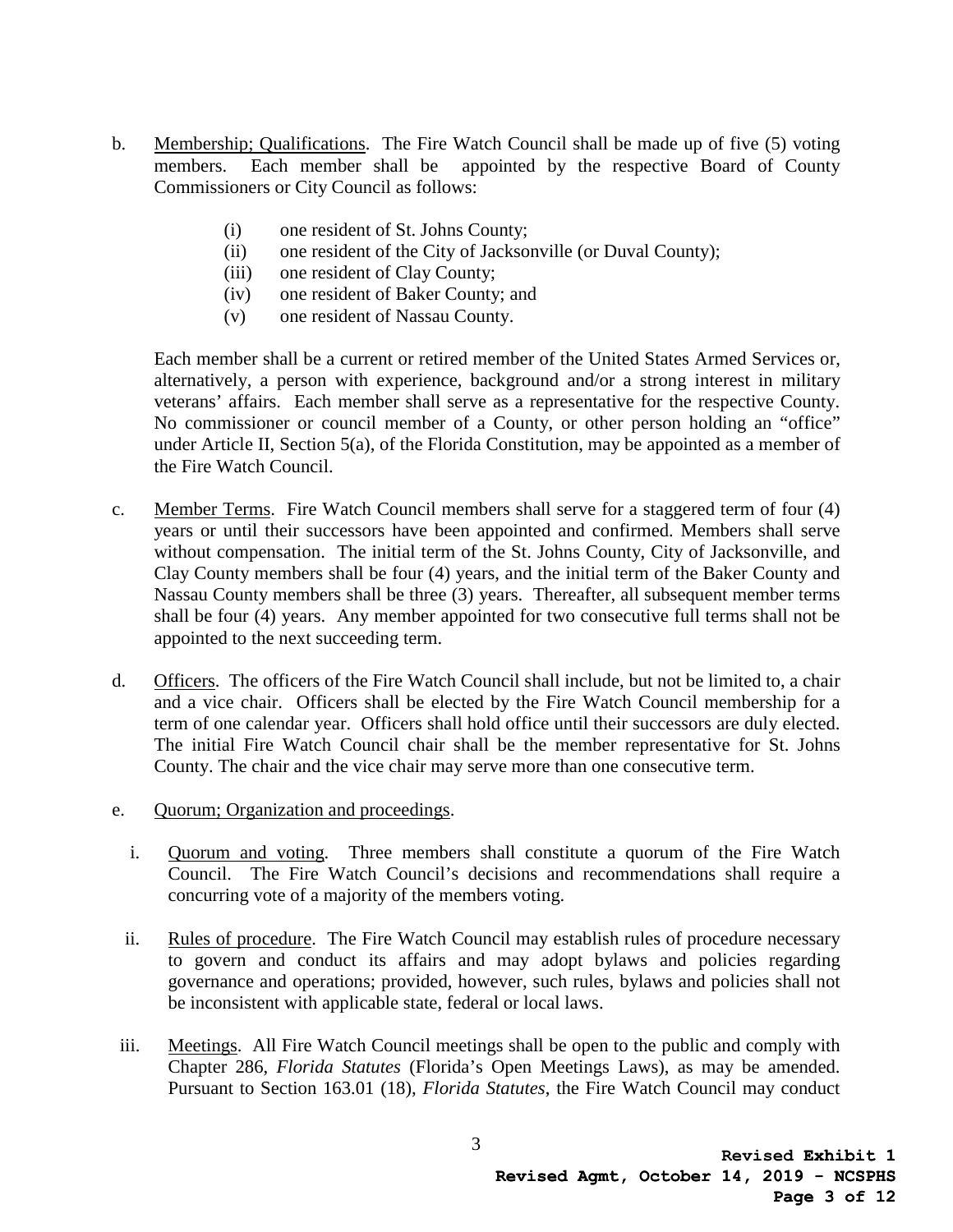b. Membership; Qualifications. The Fire Watch Council shall be made up of five (5) voting members. Each member shall be appointed by the respective Board of County Commissioners or City Council as follows:

   (i) one resident of St. Johns County;
   (ii) one resident of the City of Jacksonville (or Duval County);
   (iii) one resident of Clay County;
   (iv) one resident of Baker County; and
   (v) one resident of Nassau County.

   Each member shall be a current or retired member of the United States Armed Services or, alternatively, a person with experience, background and/or a strong interest in military veterans' affairs. Each member shall serve as a representative for the respective County. No commissioner or council member of a County, or other person holding an "office" under Article II, Section 5(a), of the Florida Constitution, may be appointed as a member of the Fire Watch Council.

c. Member Terms. Fire Watch Council members shall serve for a staggered term of four (4) years or until their successors have been appointed and confirmed. Members shall serve without compensation. The initial term of the St. Johns County, City of Jacksonville, and Clay County members shall be four (4) years, and the initial term of the Baker County and Nassau County members shall be three (3) years. Thereafter, all subsequent member terms shall be four (4) years. Any member appointed for two consecutive full terms shall not be appointed to the next succeeding term.

d. Officers. The officers of the Fire Watch Council shall include, but not be limited to, a chair and a vice chair. Officers shall be elected by the Fire Watch Council membership for a term of one calendar year. Officers shall hold office until their successors are duly elected. The initial Fire Watch Council chair shall be the member representative for St. Johns County. The chair and the vice chair may serve more than one consecutive term.

e. Quorum; Organization and proceedings.

   i. Quorum and voting. Three members shall constitute a quorum of the Fire Watch Council. The Fire Watch Council's decisions and recommendations shall require a concurring vote of a majority of the members voting.

   ii. Rules of procedure. The Fire Watch Council may establish rules of procedure necessary to govern and conduct its affairs and may adopt bylaws and policies regarding governance and operations; provided, however, such rules, bylaws and policies shall not be inconsistent with applicable state, federal or local laws.

   iii. Meetings. All Fire Watch Council meetings shall be open to the public and comply with Chapter 286, *Florida Statutes* (Florida's Open Meetings Laws), as may be amended. Pursuant to Section 163.01 (18), *Florida Statutes*, the Fire Watch Council may conduct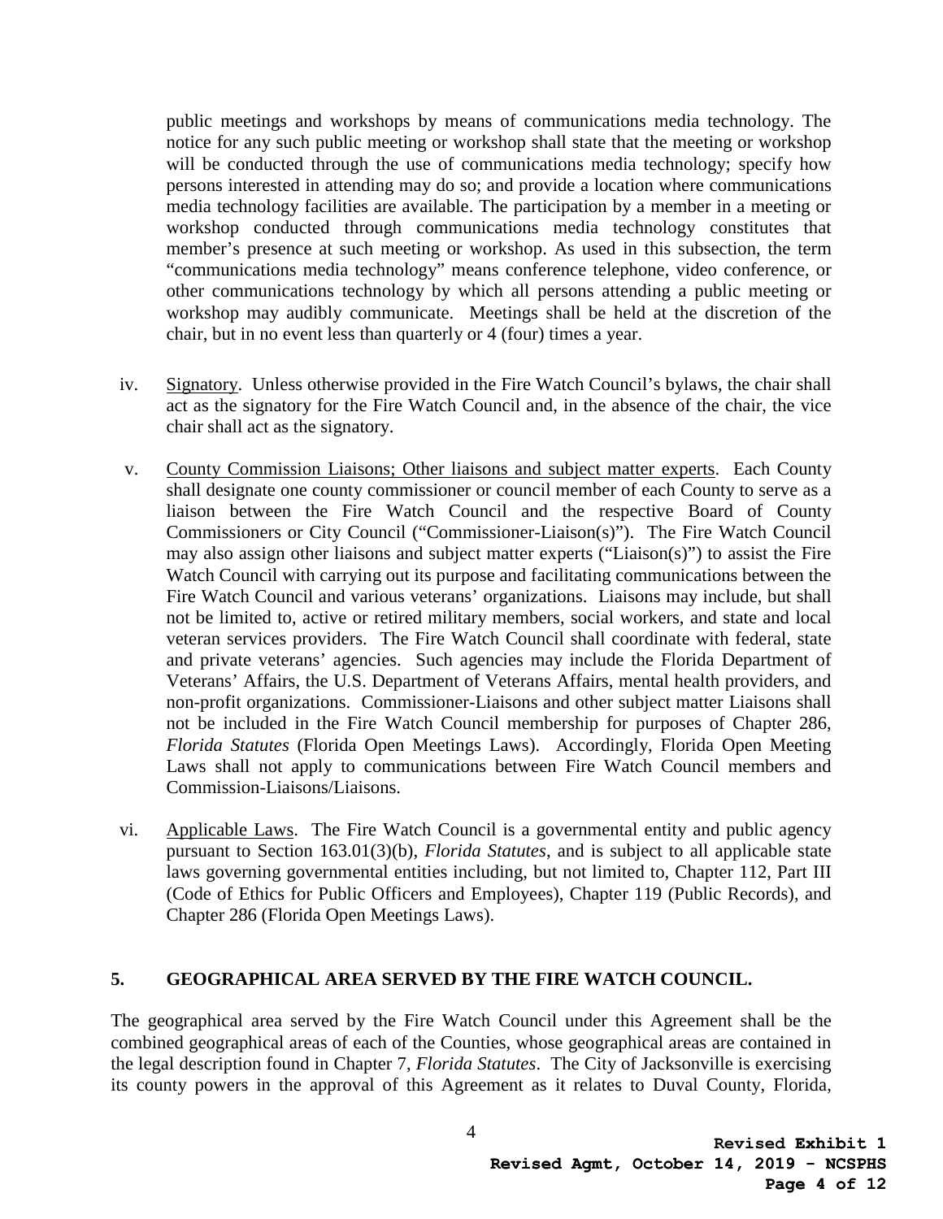public meetings and workshops by means of communications media technology. The notice for any such public meeting or workshop shall state that the meeting or workshop will be conducted through the use of communications media technology; specify how persons interested in attending may do so; and provide a location where communications media technology facilities are available. The participation by a member in a meeting or workshop conducted through communications media technology constitutes that member's presence at such meeting or workshop. As used in this subsection, the term "communications media technology" means conference telephone, video conference, or other communications technology by which all persons attending a public meeting or workshop may audibly communicate. Meetings shall be held at the discretion of the chair, but in no event less than quarterly or 4 (four) times a year.

iv. Signatory. Unless otherwise provided in the Fire Watch Council's bylaws, the chair shall act as the signatory for the Fire Watch Council and, in the absence of the chair, the vice chair shall act as the signatory.

v. County Commission Liaisons; Other liaisons and subject matter experts. Each County shall designate one county commissioner or council member of each County to serve as a liaison between the Fire Watch Council and the respective Board of County Commissioners or City Council ("Commissioner-Liaison(s)"). The Fire Watch Council may also assign other liaisons and subject matter experts ("Liaison(s)") to assist the Fire Watch Council with carrying out its purpose and facilitating communications between the Fire Watch Council and various veterans' organizations. Liaisons may include, but shall not be limited to, active or retired military members, social workers, and state and local veteran services providers. The Fire Watch Council shall coordinate with federal, state and private veterans' agencies. Such agencies may include the Florida Department of Veterans' Affairs, the U.S. Department of Veterans Affairs, mental health providers, and non-profit organizations. Commissioner-Liaisons and other subject matter Liaisons shall not be included in the Fire Watch Council membership for purposes of Chapter 286, *Florida Statutes* (Florida Open Meetings Laws). Accordingly, Florida Open Meeting Laws shall not apply to communications between Fire Watch Council members and Commission-Liaisons/Liaisons.

vi. Applicable Laws. The Fire Watch Council is a governmental entity and public agency pursuant to Section 163.01(3)(b), *Florida Statutes*, and is subject to all applicable state laws governing governmental entities including, but not limited to, Chapter 112, Part III (Code of Ethics for Public Officers and Employees), Chapter 119 (Public Records), and Chapter 286 (Florida Open Meetings Laws).

## 5. GEOGRAPHICAL AREA SERVED BY THE FIRE WATCH COUNCIL.

The geographical area served by the Fire Watch Council under this Agreement shall be the combined geographical areas of each of the Counties, whose geographical areas are contained in the legal description found in Chapter 7, *Florida Statutes*. The City of Jacksonville is exercising its county powers in the approval of this Agreement as it relates to Duval County, Florida,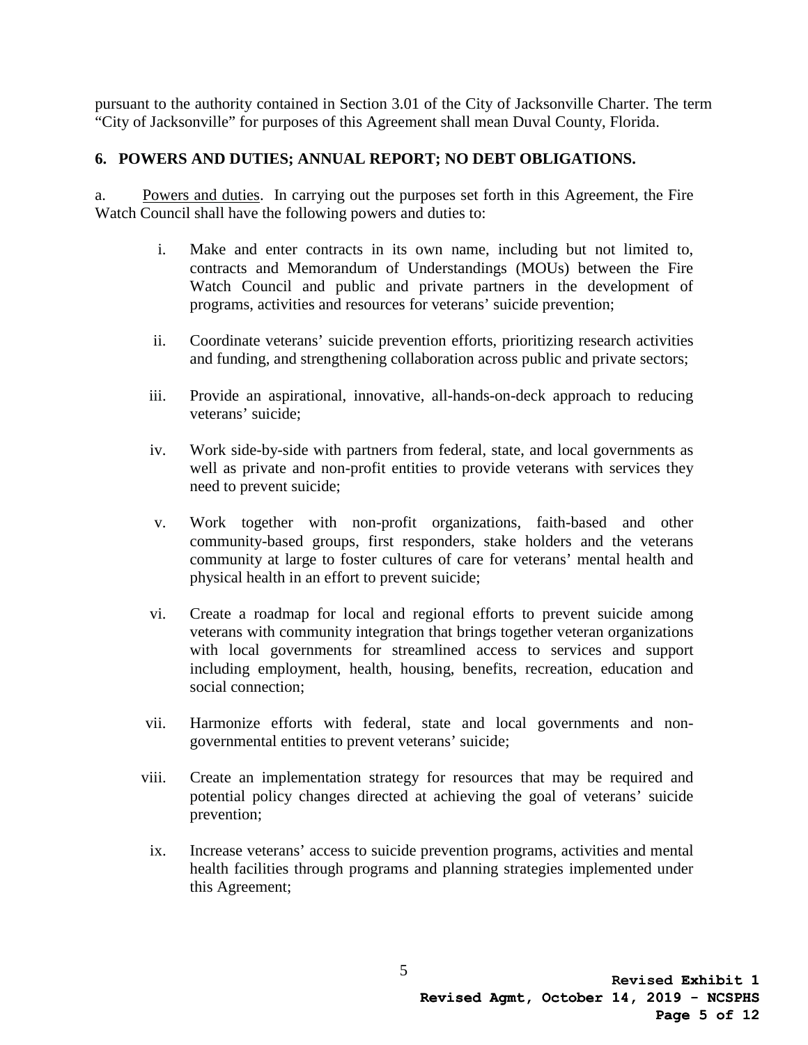pursuant to the authority contained in Section 3.01 of the City of Jacksonville Charter. The term "City of Jacksonville" for purposes of this Agreement shall mean Duval County, Florida.

**6. POWERS AND DUTIES; ANNUAL REPORT; NO DEBT OBLIGATIONS.**

a. Powers and duties. In carrying out the purposes set forth in this Agreement, the Fire Watch Council shall have the following powers and duties to:

i. Make and enter contracts in its own name, including but not limited to, contracts and Memorandum of Understandings (MOUs) between the Fire Watch Council and public and private partners in the development of programs, activities and resources for veterans' suicide prevention;

ii. Coordinate veterans' suicide prevention efforts, prioritizing research activities and funding, and strengthening collaboration across public and private sectors;

iii. Provide an aspirational, innovative, all-hands-on-deck approach to reducing veterans' suicide;

iv. Work side-by-side with partners from federal, state, and local governments as well as private and non-profit entities to provide veterans with services they need to prevent suicide;

v. Work together with non-profit organizations, faith-based and other community-based groups, first responders, stake holders and the veterans community at large to foster cultures of care for veterans' mental health and physical health in an effort to prevent suicide;

vi. Create a roadmap for local and regional efforts to prevent suicide among veterans with community integration that brings together veteran organizations with local governments for streamlined access to services and support including employment, health, housing, benefits, recreation, education and social connection;

vii. Harmonize efforts with federal, state and local governments and non-governmental entities to prevent veterans' suicide;

viii. Create an implementation strategy for resources that may be required and potential policy changes directed at achieving the goal of veterans' suicide prevention;

ix. Increase veterans' access to suicide prevention programs, activities and mental health facilities through programs and planning strategies implemented under this Agreement;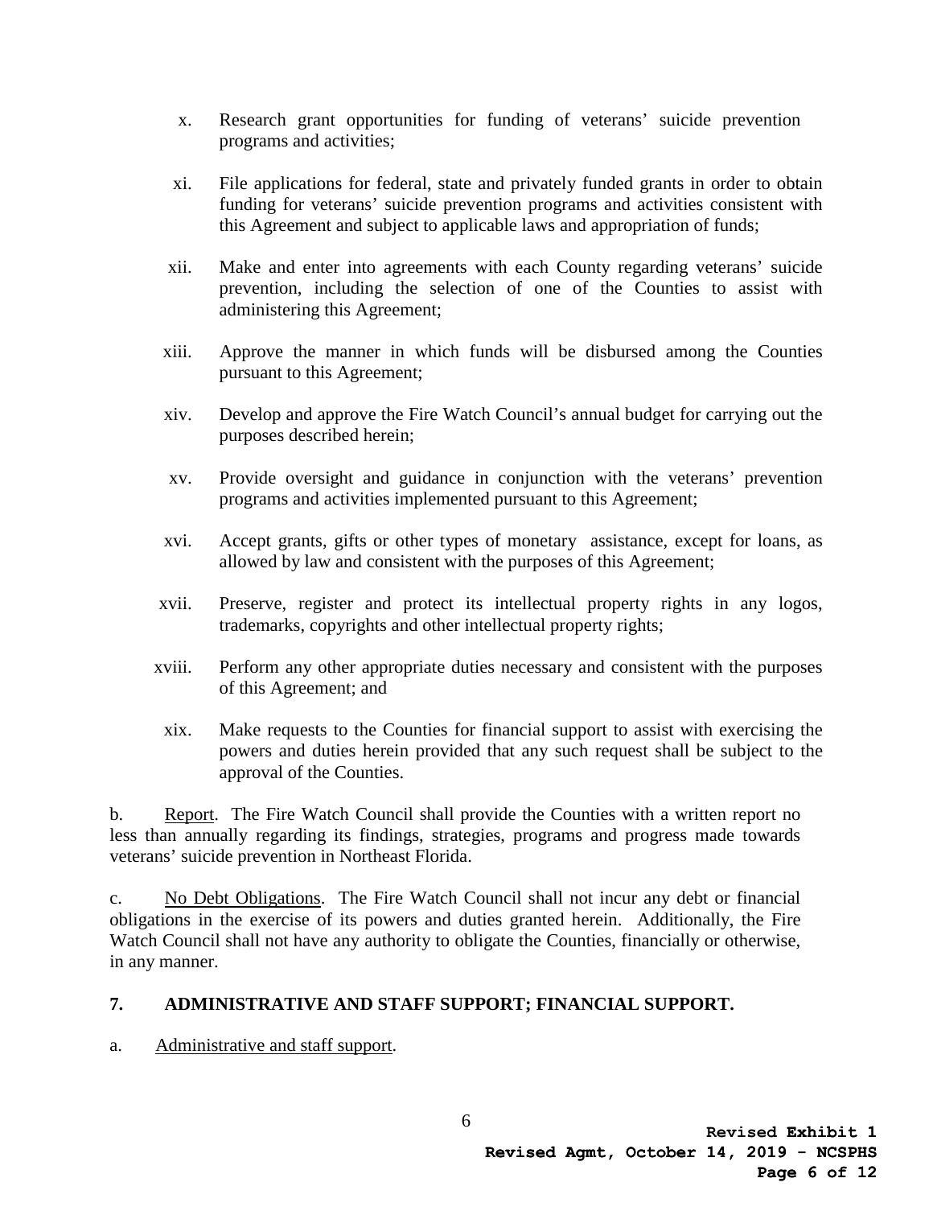x. Research grant opportunities for funding of veterans' suicide prevention programs and activities;

xi. File applications for federal, state and privately funded grants in order to obtain funding for veterans' suicide prevention programs and activities consistent with this Agreement and subject to applicable laws and appropriation of funds;

xii. Make and enter into agreements with each County regarding veterans' suicide prevention, including the selection of one of the Counties to assist with administering this Agreement;

xiii. Approve the manner in which funds will be disbursed among the Counties pursuant to this Agreement;

xiv. Develop and approve the Fire Watch Council's annual budget for carrying out the purposes described herein;

xv. Provide oversight and guidance in conjunction with the veterans' prevention programs and activities implemented pursuant to this Agreement;

xvi. Accept grants, gifts or other types of monetary assistance, except for loans, as allowed by law and consistent with the purposes of this Agreement;

xvii. Preserve, register and protect its intellectual property rights in any logos, trademarks, copyrights and other intellectual property rights;

xviii. Perform any other appropriate duties necessary and consistent with the purposes of this Agreement; and

xix. Make requests to the Counties for financial support to assist with exercising the powers and duties herein provided that any such request shall be subject to the approval of the Counties.

b. Report. The Fire Watch Council shall provide the Counties with a written report no less than annually regarding its findings, strategies, programs and progress made towards veterans' suicide prevention in Northeast Florida.

c. No Debt Obligations. The Fire Watch Council shall not incur any debt or financial obligations in the exercise of its powers and duties granted herein. Additionally, the Fire Watch Council shall not have any authority to obligate the Counties, financially or otherwise, in any manner.

## 7. ADMINISTRATIVE AND STAFF SUPPORT; FINANCIAL SUPPORT.

a. Administrative and staff support.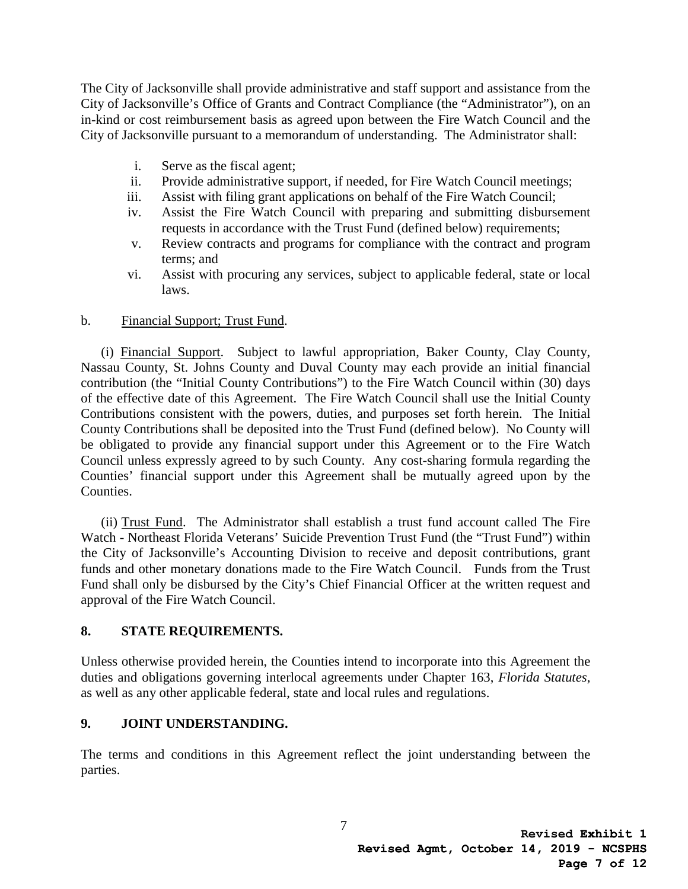The City of Jacksonville shall provide administrative and staff support and assistance from the City of Jacksonville's Office of Grants and Contract Compliance (the "Administrator"), on an in-kind or cost reimbursement basis as agreed upon between the Fire Watch Council and the City of Jacksonville pursuant to a memorandum of understanding. The Administrator shall:

i. Serve as the fiscal agent;
ii. Provide administrative support, if needed, for Fire Watch Council meetings;
iii. Assist with filing grant applications on behalf of the Fire Watch Council;
iv. Assist the Fire Watch Council with preparing and submitting disbursement requests in accordance with the Trust Fund (defined below) requirements;
v. Review contracts and programs for compliance with the contract and program terms; and
vi. Assist with procuring any services, subject to applicable federal, state or local laws.

b. Financial Support; Trust Fund.

(i) Financial Support. Subject to lawful appropriation, Baker County, Clay County, Nassau County, St. Johns County and Duval County may each provide an initial financial contribution (the "Initial County Contributions") to the Fire Watch Council within (30) days of the effective date of this Agreement. The Fire Watch Council shall use the Initial County Contributions consistent with the powers, duties, and purposes set forth herein. The Initial County Contributions shall be deposited into the Trust Fund (defined below). No County will be obligated to provide any financial support under this Agreement or to the Fire Watch Council unless expressly agreed to by such County. Any cost-sharing formula regarding the Counties' financial support under this Agreement shall be mutually agreed upon by the Counties.

(ii) Trust Fund. The Administrator shall establish a trust fund account called The Fire Watch - Northeast Florida Veterans' Suicide Prevention Trust Fund (the "Trust Fund") within the City of Jacksonville's Accounting Division to receive and deposit contributions, grant funds and other monetary donations made to the Fire Watch Council. Funds from the Trust Fund shall only be disbursed by the City's Chief Financial Officer at the written request and approval of the Fire Watch Council.

## 8. STATE REQUIREMENTS.

Unless otherwise provided herein, the Counties intend to incorporate into this Agreement the duties and obligations governing interlocal agreements under Chapter 163, *Florida Statutes*, as well as any other applicable federal, state and local rules and regulations.

## 9. JOINT UNDERSTANDING.

The terms and conditions in this Agreement reflect the joint understanding between the parties.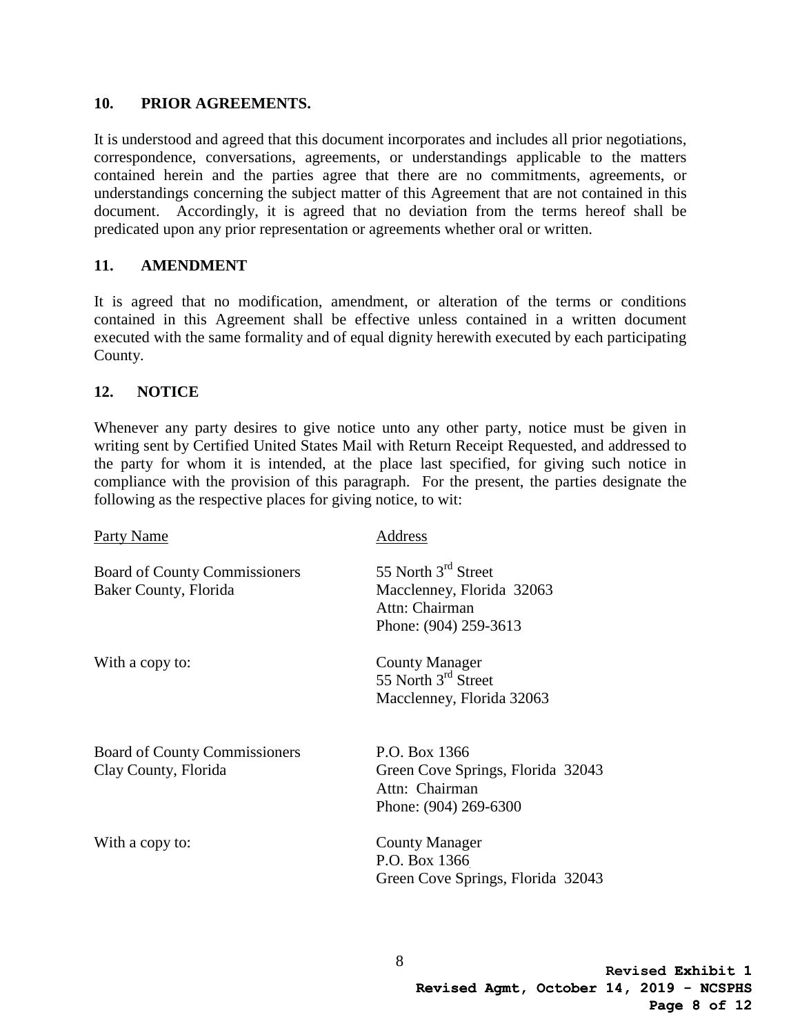## 10. PRIOR AGREEMENTS.

It is understood and agreed that this document incorporates and includes all prior negotiations, correspondence, conversations, agreements, or understandings applicable to the matters contained herein and the parties agree that there are no commitments, agreements, or understandings concerning the subject matter of this Agreement that are not contained in this document. Accordingly, it is agreed that no deviation from the terms hereof shall be predicated upon any prior representation or agreements whether oral or written.

## 11. AMENDMENT

It is agreed that no modification, amendment, or alteration of the terms or conditions contained in this Agreement shall be effective unless contained in a written document executed with the same formality and of equal dignity herewith executed by each participating County.

## 12. NOTICE

Whenever any party desires to give notice unto any other party, notice must be given in writing sent by Certified United States Mail with Return Receipt Requested, and addressed to the party for whom it is intended, at the place last specified, for giving such notice in compliance with the provision of this paragraph. For the present, the parties designate the following as the respective places for giving notice, to wit:

| Party Name | Address |
|---|---|
| Board of County Commissioners<br>Baker County, Florida | 55 North 3rd Street<br>Macclenney, Florida 32063<br>Attn: Chairman<br>Phone: (904) 259-3613 |
| With a copy to: | County Manager<br>55 North 3rd Street<br>Macclenney, Florida 32063 |
| Board of County Commissioners<br>Clay County, Florida | P.O. Box 1366<br>Green Cove Springs, Florida 32043<br>Attn: Chairman<br>Phone: (904) 269-6300 |
| With a copy to: | County Manager<br>P.O. Box 1366<br>Green Cove Springs, Florida 32043 |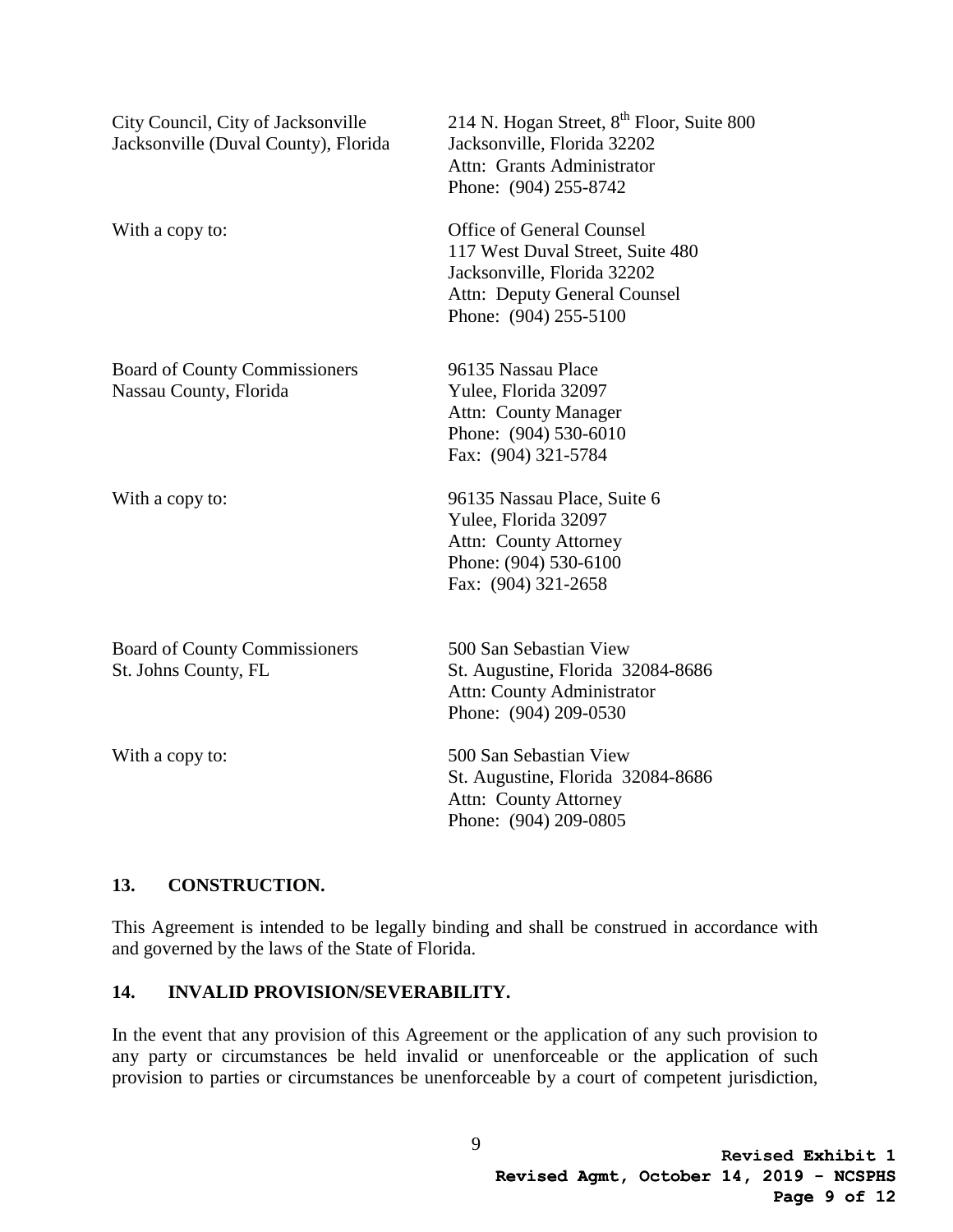| | |
|---|---|
| City Council, City of Jacksonville<br>Jacksonville (Duval County), Florida | 214 N. Hogan Street, 8th Floor, Suite 800<br>Jacksonville, Florida 32202<br>Attn: Grants Administrator<br>Phone: (904) 255-8742 |
| With a copy to: | Office of General Counsel<br>117 West Duval Street, Suite 480<br>Jacksonville, Florida 32202<br>Attn: Deputy General Counsel<br>Phone: (904) 255-5100 |
| Board of County Commissioners<br>Nassau County, Florida | 96135 Nassau Place<br>Yulee, Florida 32097<br>Attn: County Manager<br>Phone: (904) 530-6010<br>Fax: (904) 321-5784 |
| With a copy to: | 96135 Nassau Place, Suite 6<br>Yulee, Florida 32097<br>Attn: County Attorney<br>Phone: (904) 530-6100<br>Fax: (904) 321-2658 |
| Board of County Commissioners<br>St. Johns County, FL | 500 San Sebastian View<br>St. Augustine, Florida 32084-8686<br>Attn: County Administrator<br>Phone: (904) 209-0530 |
| With a copy to: | 500 San Sebastian View<br>St. Augustine, Florida 32084-8686<br>Attn: County Attorney<br>Phone: (904) 209-0805 |

## 13. CONSTRUCTION.

This Agreement is intended to be legally binding and shall be construed in accordance with and governed by the laws of the State of Florida.

## 14. INVALID PROVISION/SEVERABILITY.

In the event that any provision of this Agreement or the application of any such provision to any party or circumstances be held invalid or unenforceable or the application of such provision to parties or circumstances be unenforceable by a court of competent jurisdiction,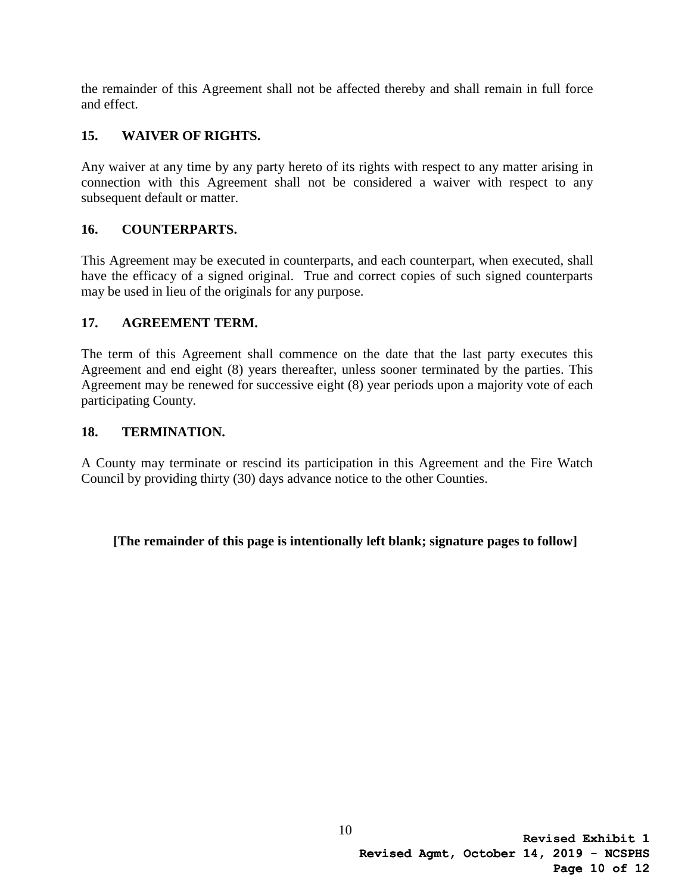the remainder of this Agreement shall not be affected thereby and shall remain in full force and effect.

## 15. WAIVER OF RIGHTS.

Any waiver at any time by any party hereto of its rights with respect to any matter arising in connection with this Agreement shall not be considered a waiver with respect to any subsequent default or matter.

## 16. COUNTERPARTS.

This Agreement may be executed in counterparts, and each counterpart, when executed, shall have the efficacy of a signed original. True and correct copies of such signed counterparts may be used in lieu of the originals for any purpose.

## 17. AGREEMENT TERM.

The term of this Agreement shall commence on the date that the last party executes this Agreement and end eight (8) years thereafter, unless sooner terminated by the parties. This Agreement may be renewed for successive eight (8) year periods upon a majority vote of each participating County.

## 18. TERMINATION.

A County may terminate or rescind its participation in this Agreement and the Fire Watch Council by providing thirty (30) days advance notice to the other Counties.

**[The remainder of this page is intentionally left blank; signature pages to follow]**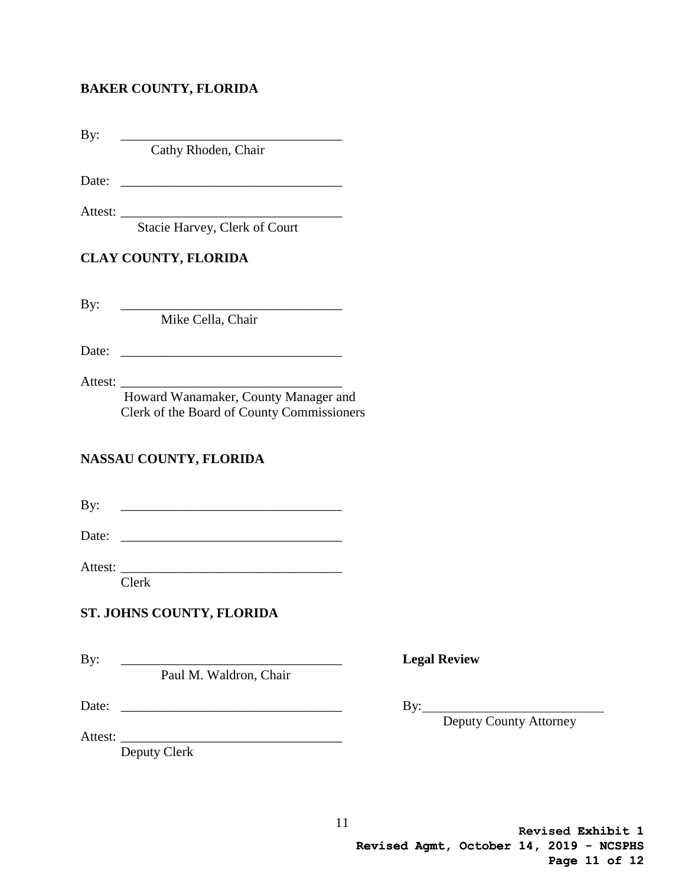**BAKER COUNTY, FLORIDA**

By: \_\_\_\_\_\_\_\_\_\_\_\_\_\_\_\_\_\_\_\_\_\_\_\_\_\_\_\_\_\_\_\_\_\_
Cathy Rhoden, Chair

Date: \_\_\_\_\_\_\_\_\_\_\_\_\_\_\_\_\_\_\_\_\_\_\_\_\_\_\_\_\_\_\_\_\_\_

Attest: \_\_\_\_\_\_\_\_\_\_\_\_\_\_\_\_\_\_\_\_\_\_\_\_\_\_\_\_\_\_\_\_\_\_
Stacie Harvey, Clerk of Court

**CLAY COUNTY, FLORIDA**

By: \_\_\_\_\_\_\_\_\_\_\_\_\_\_\_\_\_\_\_\_\_\_\_\_\_\_\_\_\_\_\_\_\_\_
Mike Cella, Chair

Date: \_\_\_\_\_\_\_\_\_\_\_\_\_\_\_\_\_\_\_\_\_\_\_\_\_\_\_\_\_\_\_\_\_\_

Attest: \_\_\_\_\_\_\_\_\_\_\_\_\_\_\_\_\_\_\_\_\_\_\_\_\_\_\_\_\_\_\_\_\_\_
Howard Wanamaker, County Manager and
Clerk of the Board of County Commissioners

**NASSAU COUNTY, FLORIDA**

By: \_\_\_\_\_\_\_\_\_\_\_\_\_\_\_\_\_\_\_\_\_\_\_\_\_\_\_\_\_\_\_\_\_\_

Date: \_\_\_\_\_\_\_\_\_\_\_\_\_\_\_\_\_\_\_\_\_\_\_\_\_\_\_\_\_\_\_\_\_\_

Attest: \_\_\_\_\_\_\_\_\_\_\_\_\_\_\_\_\_\_\_\_\_\_\_\_\_\_\_\_\_\_\_\_\_\_
Clerk

**ST. JOHNS COUNTY, FLORIDA**

By: \_\_\_\_\_\_\_\_\_\_\_\_\_\_\_\_\_\_\_\_\_\_\_\_\_\_\_\_\_\_\_\_\_\_
Paul M. Waldron, Chair

Date: \_\_\_\_\_\_\_\_\_\_\_\_\_\_\_\_\_\_\_\_\_\_\_\_\_\_\_\_\_\_\_\_\_\_

Attest: \_\_\_\_\_\_\_\_\_\_\_\_\_\_\_\_\_\_\_\_\_\_\_\_\_\_\_\_\_\_\_\_\_\_
Deputy Clerk

**Legal Review**

By: \_\_\_\_\_\_\_\_\_\_\_\_\_\_\_\_\_\_\_\_\_\_\_\_\_\_\_\_
Deputy County Attorney

**Revised Exhibit 1**
**Revised Agmt, October 14, 2019 - NCSPHS**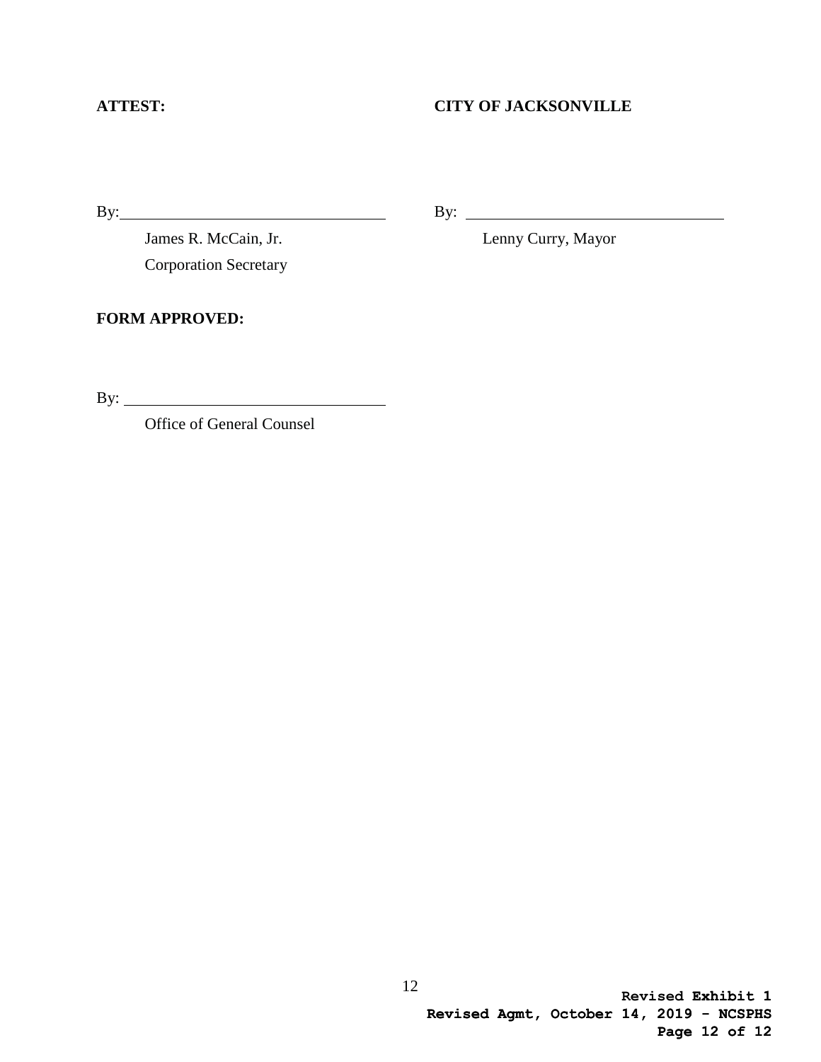**ATTEST:**

By: \_\_\_\_\_\_\_\_\_\_\_\_\_\_\_\_\_\_\_\_\_\_\_\_\_\_\_\_\_\_

James R. McCain, Jr.

Corporation Secretary

**CITY OF JACKSONVILLE**

By: \_\_\_\_\_\_\_\_\_\_\_\_\_\_\_\_\_\_\_\_\_\_\_\_\_\_\_\_\_\_

Lenny Curry, Mayor

**FORM APPROVED:**

By: \_\_\_\_\_\_\_\_\_\_\_\_\_\_\_\_\_\_\_\_\_\_\_\_\_\_\_\_\_\_

Office of General Counsel

**Revised Exhibit 1**
**Revised Agmt, October 14, 2019 - NCSPHS**